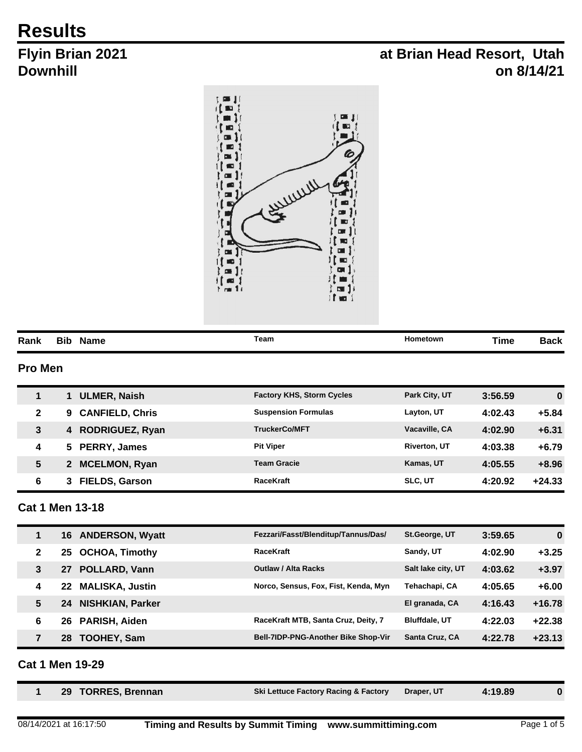# Results

## Flyin Brian 2021
## Downhill

**at Brian Head Resort, Utah**
**on 8/14/21**

### Pro Men

| Rank | Bib | Name | Team | Hometown | Time | Back |
|---|---|---|---|---|---|---|
| 1 | 1 | ULMER, Naish | Factory KHS, Storm Cycles | Park City, UT | 3:56.59 | 0 |
| 2 | 9 | CANFIELD, Chris | Suspension Formulas | Layton, UT | 4:02.43 | +5.84 |
| 3 | 4 | RODRIGUEZ, Ryan | TruckerCo/MFT | Vacaville, CA | 4:02.90 | +6.31 |
| 4 | 5 | PERRY, James | Pit Viper | Riverton, UT | 4:03.38 | +6.79 |
| 5 | 2 | MCELMON, Ryan | Team Gracie | Kamas, UT | 4:05.55 | +8.96 |
| 6 | 3 | FIELDS, Garson | RaceKraft | SLC, UT | 4:20.92 | +24.33 |

### Cat 1 Men 13-18

| Rank | Bib | Name | Team | Hometown | Time | Back |
|---|---|---|---|---|---|---|
| 1 | 16 | ANDERSON, Wyatt | Fezzari/Fasst/Blenditup/Tannus/Das/ | St.George, UT | 3:59.65 | 0 |
| 2 | 25 | OCHOA, Timothy | RaceKraft | Sandy, UT | 4:02.90 | +3.25 |
| 3 | 27 | POLLARD, Vann | Outlaw / Alta Racks | Salt lake city, UT | 4:03.62 | +3.97 |
| 4 | 22 | MALISKA, Justin | Norco, Sensus, Fox, Fist, Kenda, Myn | Tehachapi, CA | 4:05.65 | +6.00 |
| 5 | 24 | NISHKIAN, Parker | | El granada, CA | 4:16.43 | +16.78 |
| 6 | 26 | PARISH, Aiden | RaceKraft MTB, Santa Cruz, Deity, 7 | Bluffdale, UT | 4:22.03 | +22.38 |
| 7 | 28 | TOOHEY, Sam | Bell-7IDP-PNG-Another Bike Shop-Vir | Santa Cruz, CA | 4:22.78 | +23.13 |

### Cat 1 Men 19-29

| Rank | Bib | Name | Team | Hometown | Time | Back |
|---|---|---|---|---|---|---|
| 1 | 29 | TORRES, Brennan | Ski Lettuce Factory Racing & Factory | Draper, UT | 4:19.89 | 0 |

08/14/2021 at 16:17:50 **Timing and Results by Summit Timing www.summittiming.com**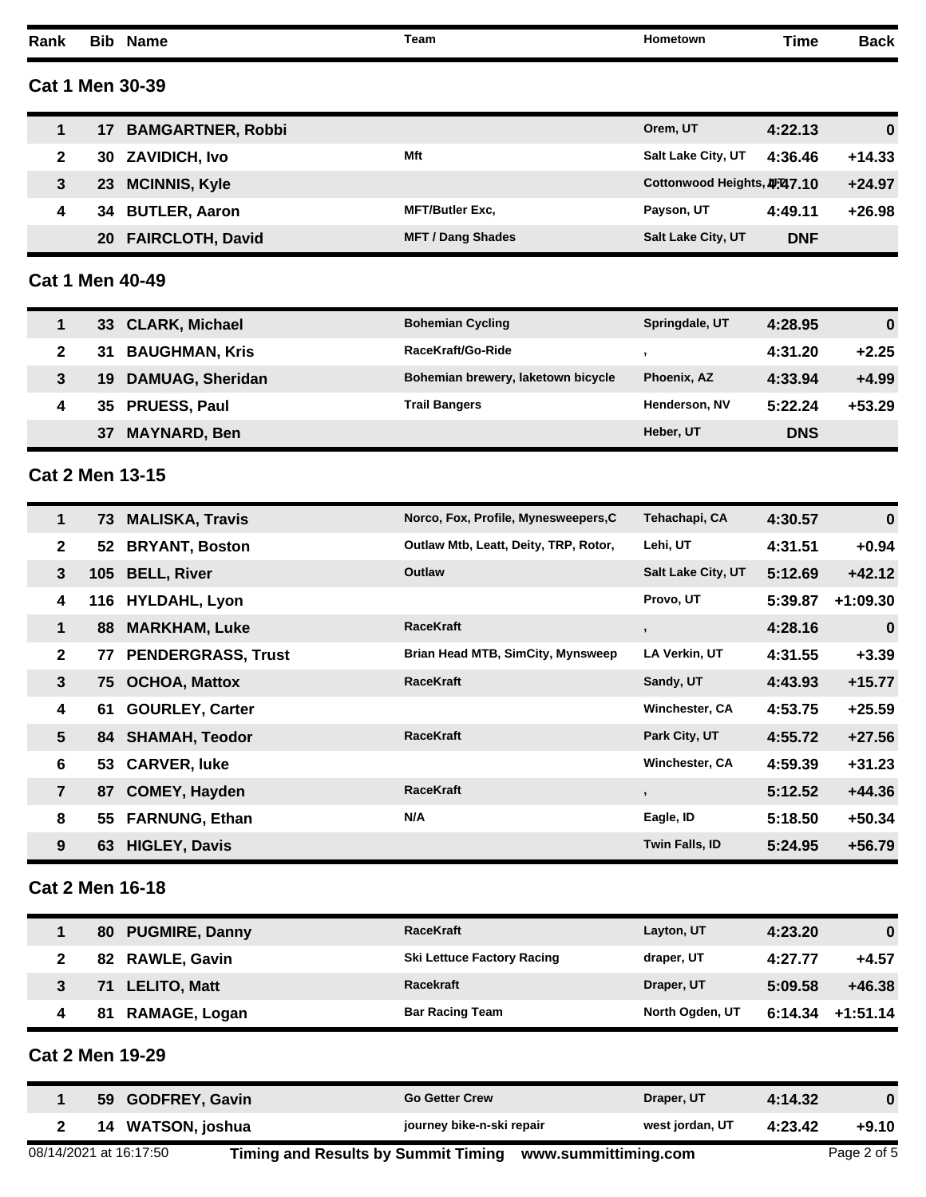| Rank | Bib | Name | Team | Hometown | Time | Back |
|---|---|---|---|---|---|---|

## Cat 1 Men 30-39

| Rank | Bib | Name | Team | Hometown | Time | Back |
|---|---|---|---|---|---|---|
| 1 | 17 | BAMGARTNER, Robbi | | Orem, UT | 4:22.13 | 0 |
| 2 | 30 | ZAVIDICH, Ivo | Mft | Salt Lake City, UT | 4:36.46 | +14.33 |
| 3 | 23 | MCINNIS, Kyle | | Cottonwood Heights, UT | 4:47.10 | +24.97 |
| 4 | 34 | BUTLER, Aaron | MFT/Butler Exc, | Payson, UT | 4:49.11 | +26.98 |
| | 20 | FAIRCLOTH, David | MFT / Dang Shades | Salt Lake City, UT | DNF | |

## Cat 1 Men 40-49

| Rank | Bib | Name | Team | Hometown | Time | Back |
|---|---|---|---|---|---|---|
| 1 | 33 | CLARK, Michael | Bohemian Cycling | Springdale, UT | 4:28.95 | 0 |
| 2 | 31 | BAUGHMAN, Kris | RaceKraft/Go-Ride | , | 4:31.20 | +2.25 |
| 3 | 19 | DAMUAG, Sheridan | Bohemian brewery, laketown bicycle | Phoenix, AZ | 4:33.94 | +4.99 |
| 4 | 35 | PRUESS, Paul | Trail Bangers | Henderson, NV | 5:22.24 | +53.29 |
| | 37 | MAYNARD, Ben | | Heber, UT | DNS | |

## Cat 2 Men 13-15

| Rank | Bib | Name | Team | Hometown | Time | Back |
|---|---|---|---|---|---|---|
| 1 | 73 | MALISKA, Travis | Norco, Fox, Profile, Mynesweepers,C | Tehachapi, CA | 4:30.57 | 0 |
| 2 | 52 | BRYANT, Boston | Outlaw Mtb, Leatt, Deity, TRP, Rotor, | Lehi, UT | 4:31.51 | +0.94 |
| 3 | 105 | BELL, River | Outlaw | Salt Lake City, UT | 5:12.69 | +42.12 |
| 4 | 116 | HYLDAHL, Lyon | | Provo, UT | 5:39.87 | +1:09.30 |
| 1 | 88 | MARKHAM, Luke | RaceKraft | , | 4:28.16 | 0 |
| 2 | 77 | PENDERGRASS, Trust | Brian Head MTB, SimCity, Mynsweep | LA Verkin, UT | 4:31.55 | +3.39 |
| 3 | 75 | OCHOA, Mattox | RaceKraft | Sandy, UT | 4:43.93 | +15.77 |
| 4 | 61 | GOURLEY, Carter | | Winchester, CA | 4:53.75 | +25.59 |
| 5 | 84 | SHAMAH, Teodor | RaceKraft | Park City, UT | 4:55.72 | +27.56 |
| 6 | 53 | CARVER, luke | | Winchester, CA | 4:59.39 | +31.23 |
| 7 | 87 | COMEY, Hayden | RaceKraft | , | 5:12.52 | +44.36 |
| 8 | 55 | FARNUNG, Ethan | N/A | Eagle, ID | 5:18.50 | +50.34 |
| 9 | 63 | HIGLEY, Davis | | Twin Falls, ID | 5:24.95 | +56.79 |

## Cat 2 Men 16-18

| Rank | Bib | Name | Team | Hometown | Time | Back |
|---|---|---|---|---|---|---|
| 1 | 80 | PUGMIRE, Danny | RaceKraft | Layton, UT | 4:23.20 | 0 |
| 2 | 82 | RAWLE, Gavin | Ski Lettuce Factory Racing | draper, UT | 4:27.77 | +4.57 |
| 3 | 71 | LELITO, Matt | Racekraft | Draper, UT | 5:09.58 | +46.38 |
| 4 | 81 | RAMAGE, Logan | Bar Racing Team | North Ogden, UT | 6:14.34 | +1:51.14 |

## Cat 2 Men 19-29

| Rank | Bib | Name | Team | Hometown | Time | Back |
|---|---|---|---|---|---|---|
| 1 | 59 | GODFREY, Gavin | Go Getter Crew | Draper, UT | 4:14.32 | 0 |
| 2 | 14 | WATSON, joshua | journey bike-n-ski repair | west jordan, UT | 4:23.42 | +9.10 |

08/14/2021 at 16:17:50 — Timing and Results by Summit Timing www.summittiming.com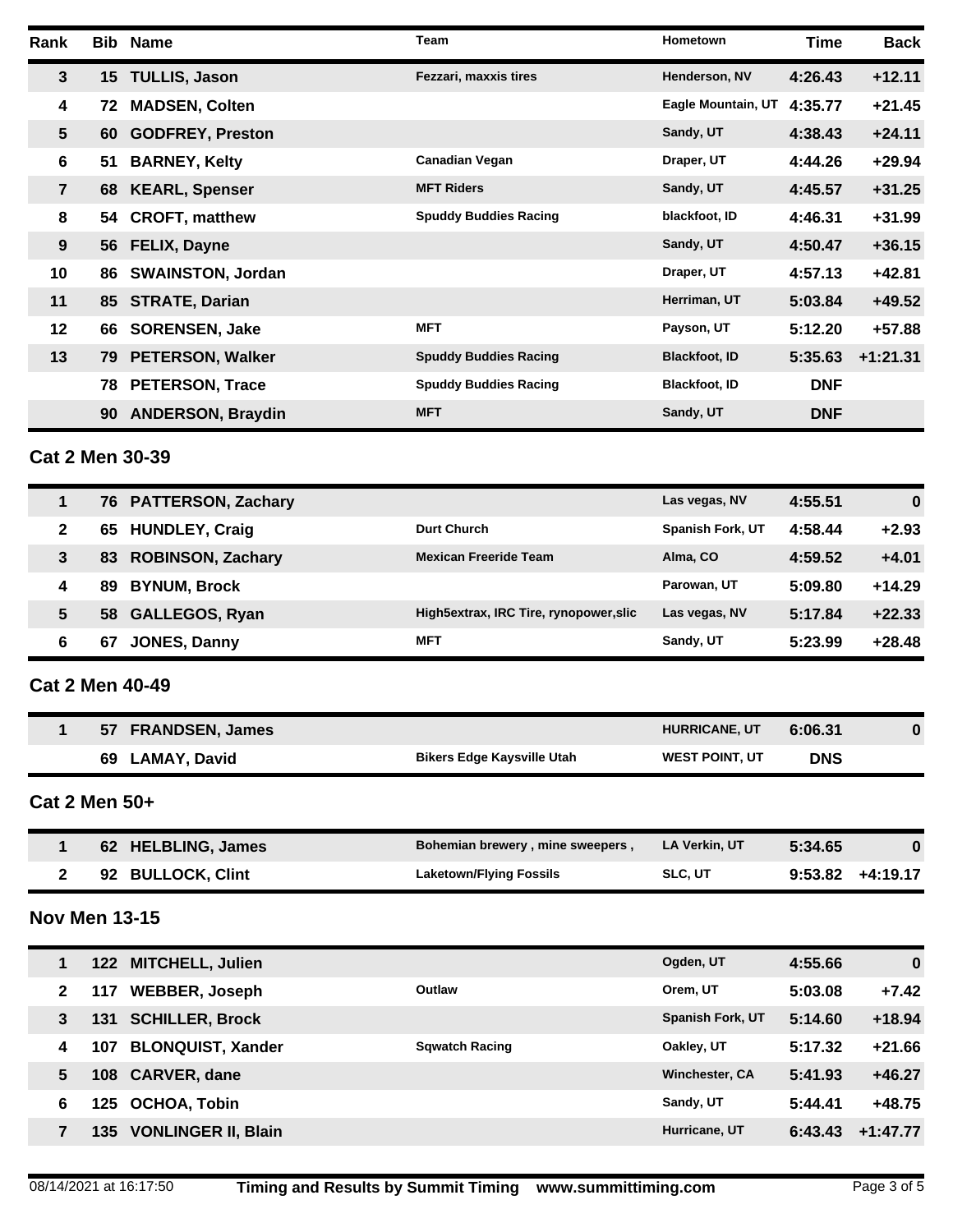| Rank | Bib | Name | Team | Hometown | Time | Back |
|---|---|---|---|---|---|---|
| 3 | 15 | TULLIS, Jason | Fezzari, maxxis tires | Henderson, NV | 4:26.43 | +12.11 |
| 4 | 72 | MADSEN, Colten | | Eagle Mountain, UT | 4:35.77 | +21.45 |
| 5 | 60 | GODFREY, Preston | | Sandy, UT | 4:38.43 | +24.11 |
| 6 | 51 | BARNEY, Kelty | Canadian Vegan | Draper, UT | 4:44.26 | +29.94 |
| 7 | 68 | KEARL, Spenser | MFT Riders | Sandy, UT | 4:45.57 | +31.25 |
| 8 | 54 | CROFT, matthew | Spuddy Buddies Racing | blackfoot, ID | 4:46.31 | +31.99 |
| 9 | 56 | FELIX, Dayne | | Sandy, UT | 4:50.47 | +36.15 |
| 10 | 86 | SWAINSTON, Jordan | | Draper, UT | 4:57.13 | +42.81 |
| 11 | 85 | STRATE, Darian | | Herriman, UT | 5:03.84 | +49.52 |
| 12 | 66 | SORENSEN, Jake | MFT | Payson, UT | 5:12.20 | +57.88 |
| 13 | 79 | PETERSON, Walker | Spuddy Buddies Racing | Blackfoot, ID | 5:35.63 | +1:21.31 |
| | 78 | PETERSON, Trace | Spuddy Buddies Racing | Blackfoot, ID | DNF | |
| | 90 | ANDERSON, Braydin | MFT | Sandy, UT | DNF | |

## Cat 2 Men 30-39

| Rank | Bib | Name | Team | Hometown | Time | Back |
|---|---|---|---|---|---|---|
| 1 | 76 | PATTERSON, Zachary | | Las vegas, NV | 4:55.51 | 0 |
| 2 | 65 | HUNDLEY, Craig | Durt Church | Spanish Fork, UT | 4:58.44 | +2.93 |
| 3 | 83 | ROBINSON, Zachary | Mexican Freeride Team | Alma, CO | 4:59.52 | +4.01 |
| 4 | 89 | BYNUM, Brock | | Parowan, UT | 5:09.80 | +14.29 |
| 5 | 58 | GALLEGOS, Ryan | High5extrax, IRC Tire, rynopower,slic | Las vegas, NV | 5:17.84 | +22.33 |
| 6 | 67 | JONES, Danny | MFT | Sandy, UT | 5:23.99 | +28.48 |

## Cat 2 Men 40-49

| Rank | Bib | Name | Team | Hometown | Time | Back |
|---|---|---|---|---|---|---|
| 1 | 57 | FRANDSEN, James | | HURRICANE, UT | 6:06.31 | 0 |
| | 69 | LAMAY, David | Bikers Edge Kaysville Utah | WEST POINT, UT | DNS | |

## Cat 2 Men 50+

| Rank | Bib | Name | Team | Hometown | Time | Back |
|---|---|---|---|---|---|---|
| 1 | 62 | HELBLING, James | Bohemian brewery , mine sweepers , | LA Verkin, UT | 5:34.65 | 0 |
| 2 | 92 | BULLOCK, Clint | Laketown/Flying Fossils | SLC, UT | 9:53.82 | +4:19.17 |

## Nov Men 13-15

| Rank | Bib | Name | Team | Hometown | Time | Back |
|---|---|---|---|---|---|---|
| 1 | 122 | MITCHELL, Julien | | Ogden, UT | 4:55.66 | 0 |
| 2 | 117 | WEBBER, Joseph | Outlaw | Orem, UT | 5:03.08 | +7.42 |
| 3 | 131 | SCHILLER, Brock | | Spanish Fork, UT | 5:14.60 | +18.94 |
| 4 | 107 | BLONQUIST, Xander | Sqwatch Racing | Oakley, UT | 5:17.32 | +21.66 |
| 5 | 108 | CARVER, dane | | Winchester, CA | 5:41.93 | +46.27 |
| 6 | 125 | OCHOA, Tobin | | Sandy, UT | 5:44.41 | +48.75 |
| 7 | 135 | VONLINGER II, Blain | | Hurricane, UT | 6:43.43 | +1:47.77 |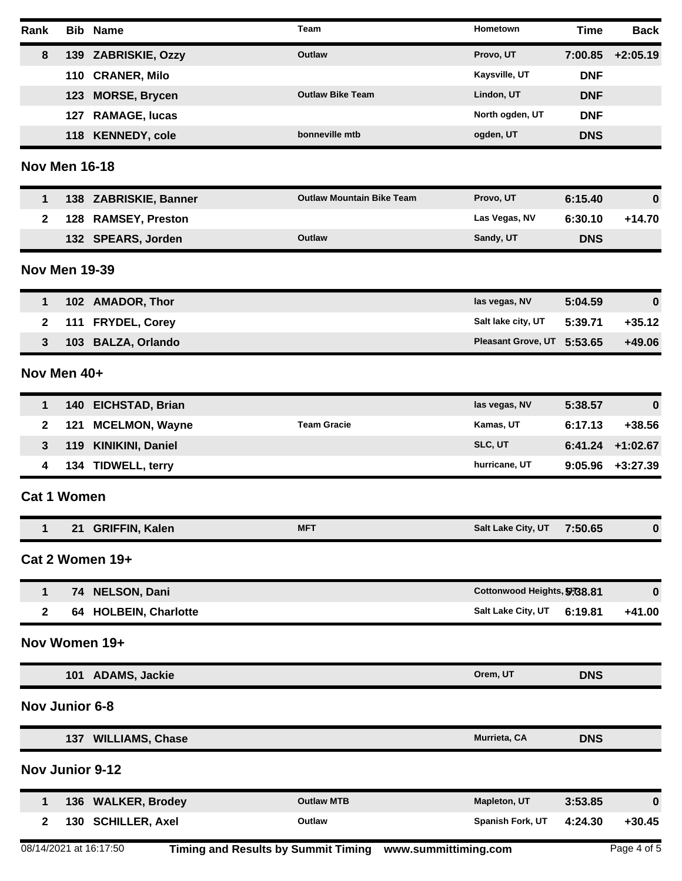| Rank | Bib | Name | Team | Hometown | Time | Back |
|---|---|---|---|---|---|---|
| 8 | 139 | ZABRISKIE, Ozzy | Outlaw | Provo, UT | 7:00.85 | +2:05.19 |
| | 110 | CRANER, Milo | | Kaysville, UT | DNF | |
| | 123 | MORSE, Brycen | Outlaw Bike Team | Lindon, UT | DNF | |
| | 127 | RAMAGE, lucas | | North ogden, UT | DNF | |
| | 118 | KENNEDY, cole | bonneville mtb | ogden, UT | DNS | |

## Nov Men 16-18

| Rank | Bib | Name | Team | Hometown | Time | Back |
|---|---|---|---|---|---|---|
| 1 | 138 | ZABRISKIE, Banner | Outlaw Mountain Bike Team | Provo, UT | 6:15.40 | 0 |
| 2 | 128 | RAMSEY, Preston | | Las Vegas, NV | 6:30.10 | +14.70 |
| | 132 | SPEARS, Jorden | Outlaw | Sandy, UT | DNS | |

## Nov Men 19-39

| Rank | Bib | Name | Team | Hometown | Time | Back |
|---|---|---|---|---|---|---|
| 1 | 102 | AMADOR, Thor | | las vegas, NV | 5:04.59 | 0 |
| 2 | 111 | FRYDEL, Corey | | Salt lake city, UT | 5:39.71 | +35.12 |
| 3 | 103 | BALZA, Orlando | | Pleasant Grove, UT | 5:53.65 | +49.06 |

## Nov Men 40+

| Rank | Bib | Name | Team | Hometown | Time | Back |
|---|---|---|---|---|---|---|
| 1 | 140 | EICHSTAD, Brian | | las vegas, NV | 5:38.57 | 0 |
| 2 | 121 | MCELMON, Wayne | Team Gracie | Kamas, UT | 6:17.13 | +38.56 |
| 3 | 119 | KINIKINI, Daniel | | SLC, UT | 6:41.24 | +1:02.67 |
| 4 | 134 | TIDWELL, terry | | hurricane, UT | 9:05.96 | +3:27.39 |

## Cat 1 Women

| Rank | Bib | Name | Team | Hometown | Time | Back |
|---|---|---|---|---|---|---|
| 1 | 21 | GRIFFIN, Kalen | MFT | Salt Lake City, UT | 7:50.65 | 0 |

## Cat 2 Women 19+

| Rank | Bib | Name | Team | Hometown | Time | Back |
|---|---|---|---|---|---|---|
| 1 | 74 | NELSON, Dani | | Cottonwood Heights, UT | 5:38.81 | 0 |
| 2 | 64 | HOLBEIN, Charlotte | | Salt Lake City, UT | 6:19.81 | +41.00 |

## Nov Women 19+

| Rank | Bib | Name | Team | Hometown | Time | Back |
|---|---|---|---|---|---|---|
| | 101 | ADAMS, Jackie | | Orem, UT | DNS | |

## Nov Junior 6-8

| Rank | Bib | Name | Team | Hometown | Time | Back |
|---|---|---|---|---|---|---|
| | 137 | WILLIAMS, Chase | | Murrieta, CA | DNS | |

## Nov Junior 9-12

| Rank | Bib | Name | Team | Hometown | Time | Back |
|---|---|---|---|---|---|---|
| 1 | 136 | WALKER, Brodey | Outlaw MTB | Mapleton, UT | 3:53.85 | 0 |
| 2 | 130 | SCHILLER, Axel | Outlaw | Spanish Fork, UT | 4:24.30 | +30.45 |

08/14/2021 at 16:17:50 Timing and Results by Summit Timing www.summittiming.com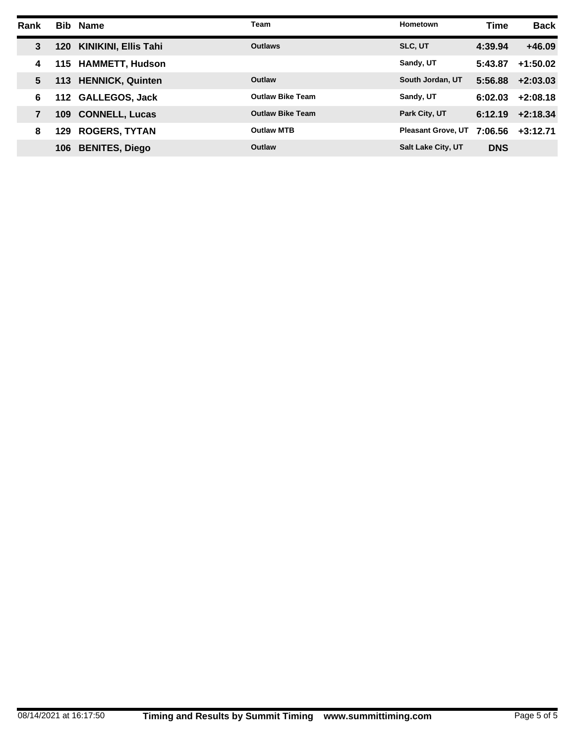| Rank | Bib | Name | Team | Hometown | Time | Back |
|---|---|---|---|---|---|---|
| 3 | 120 | KINIKINI, Ellis Tahi | Outlaws | SLC, UT | 4:39.94 | +46.09 |
| 4 | 115 | HAMMETT, Hudson | | Sandy, UT | 5:43.87 | +1:50.02 |
| 5 | 113 | HENNICK, Quinten | Outlaw | South Jordan, UT | 5:56.88 | +2:03.03 |
| 6 | 112 | GALLEGOS, Jack | Outlaw Bike Team | Sandy, UT | 6:02.03 | +2:08.18 |
| 7 | 109 | CONNELL, Lucas | Outlaw Bike Team | Park City, UT | 6:12.19 | +2:18.34 |
| 8 | 129 | ROGERS, TYTAN | Outlaw MTB | Pleasant Grove, UT | 7:06.56 | +3:12.71 |
| | 106 | BENITES, Diego | Outlaw | Salt Lake City, UT | DNS | |

08/14/2021 at 16:17:50 **Timing and Results by Summit Timing www.summittiming.com**